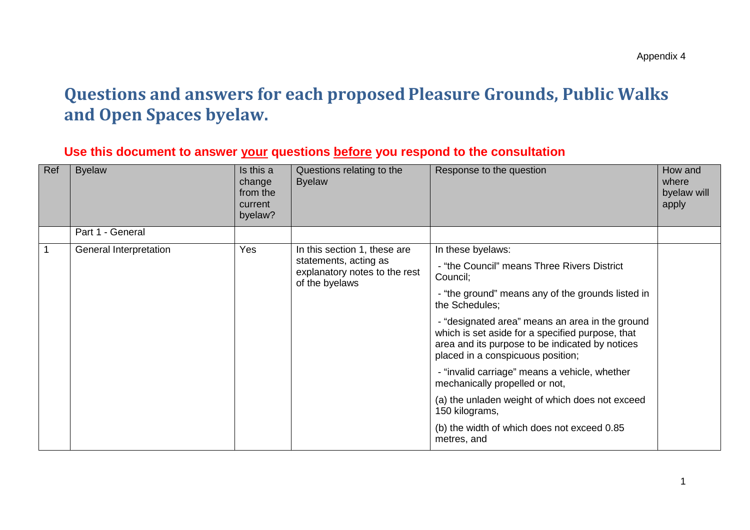Appendix 4

# Questions and answers for each proposed Pleasure Grounds, Public Walks and Open Spaces byelaw.

**Use this document to answer <u>your</u> questions <u>before</u> you respond to the consultation**

| Ref | Byelaw | Is this a change from the current byelaw? | Questions relating to the Byelaw | Response to the question | How and where byelaw will apply |
|---|---|---|---|---|---|
| | Part 1 - General | | | | |
| 1 | General Interpretation | Yes | In this section 1, these are statements, acting as explanatory notes to the rest of the byelaws | In these byelaws:<br><br>- "the Council" means Three Rivers District Council;<br><br>- "the ground" means any of the grounds listed in the Schedules;<br><br>- "designated area" means an area in the ground which is set aside for a specified purpose, that area and its purpose to be indicated by notices placed in a conspicuous position;<br><br>- "invalid carriage" means a vehicle, whether mechanically propelled or not,<br><br>(a) the unladen weight of which does not exceed 150 kilograms,<br><br>(b) the width of which does not exceed 0.85 metres, and | |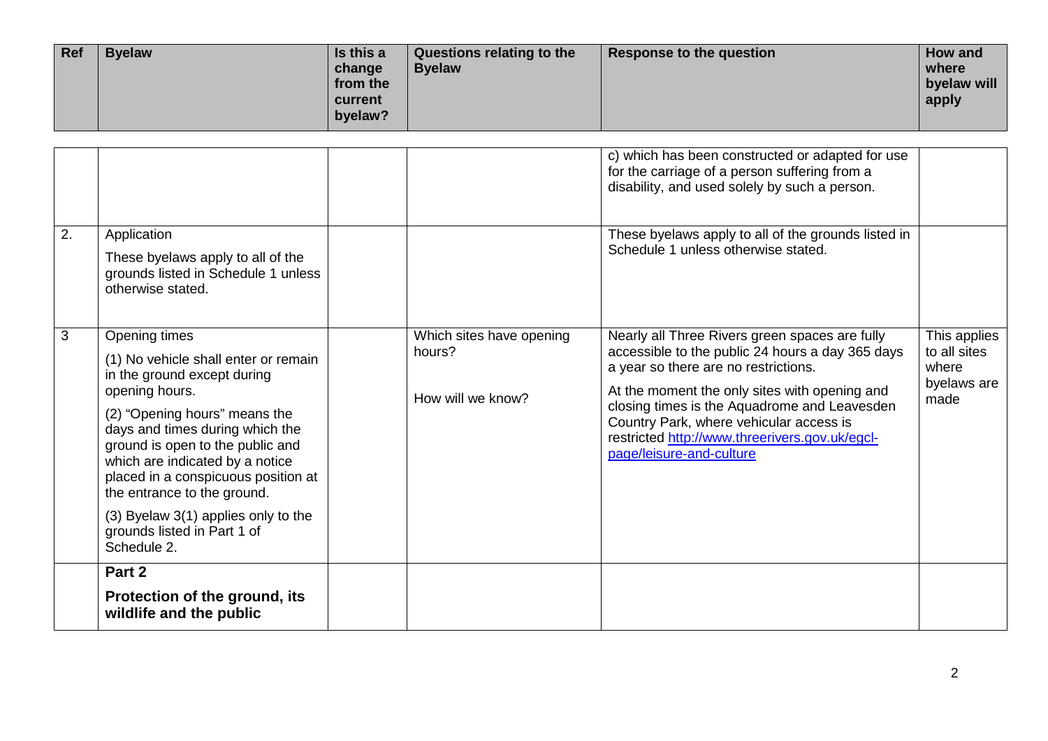| Ref | Byelaw | Is this a change from the current byelaw? | Questions relating to the Byelaw | Response to the question | How and where byelaw will apply |
|---|---|---|---|---|---|
| | | | | c) which has been constructed or adapted for use for the carriage of a person suffering from a disability, and used solely by such a person. | |
| 2. | Application<br><br>These byelaws apply to all of the grounds listed in Schedule 1 unless otherwise stated. | | | These byelaws apply to all of the grounds listed in Schedule 1 unless otherwise stated. | |
| 3 | Opening times<br><br>(1) No vehicle shall enter or remain in the ground except during opening hours.<br><br>(2) "Opening hours" means the days and times during which the ground is open to the public and which are indicated by a notice placed in a conspicuous position at the entrance to the ground.<br><br>(3) Byelaw 3(1) applies only to the grounds listed in Part 1 of Schedule 2. | | Which sites have opening hours?<br><br>How will we know? | Nearly all Three Rivers green spaces are fully accessible to the public 24 hours a day 365 days a year so there are no restrictions.<br><br>At the moment the only sites with opening and closing times is the Aquadrome and Leavesden Country Park, where vehicular access is restricted [http://www.threerivers.gov.uk/egcl-page/leisure-and-culture](http://www.threerivers.gov.uk/egcl-page/leisure-and-culture) | This applies to all sites where byelaws are made |
| | **Part 2**<br><br>**Protection of the ground, its wildlife and the public** | | | | |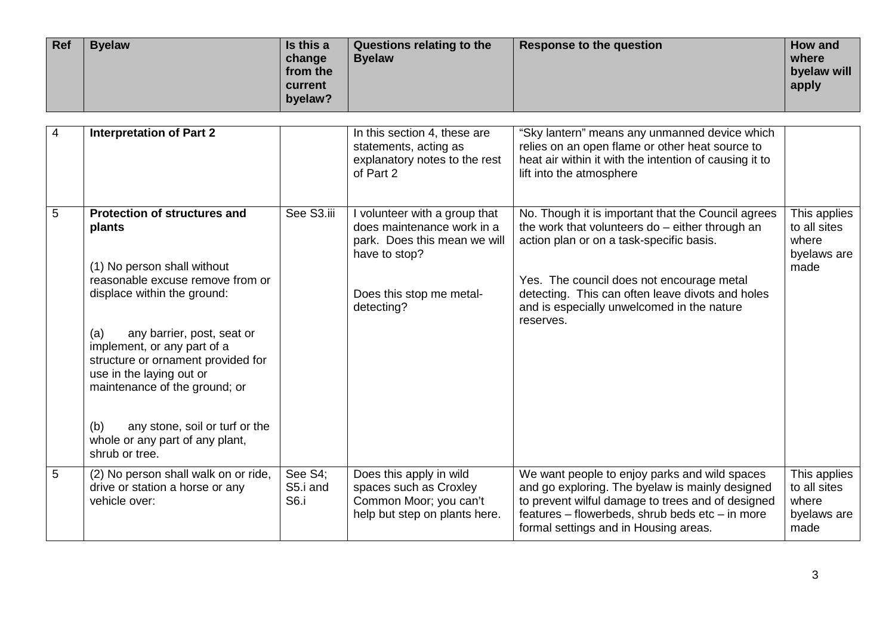| Ref | Byelaw | Is this a change from the current byelaw? | Questions relating to the Byelaw | Response to the question | How and where byelaw will apply |
|---|---|---|---|---|---|
| 4 | **Interpretation of Part 2** | | In this section 4, these are statements, acting as explanatory notes to the rest of Part 2 | "Sky lantern" means any unmanned device which relies on an open flame or other heat source to heat air within it with the intention of causing it to lift into the atmosphere | |
| 5 | **Protection of structures and plants**<br><br>(1) No person shall without reasonable excuse remove from or displace within the ground:<br><br>(a) any barrier, post, seat or implement, or any part of a structure or ornament provided for use in the laying out or maintenance of the ground; or<br><br>(b) any stone, soil or turf or the whole or any part of any plant, shrub or tree. | See S3.iii | I volunteer with a group that does maintenance work in a park. Does this mean we will have to stop?<br><br>Does this stop me metal-detecting? | No. Though it is important that the Council agrees the work that volunteers do – either through an action plan or on a task-specific basis.<br><br>Yes. The council does not encourage metal detecting. This can often leave divots and holes and is especially unwelcomed in the nature reserves. | This applies to all sites where byelaws are made |
| 5 | (2) No person shall walk on or ride, drive or station a horse or any vehicle over: | See S4; S5.i and S6.i | Does this apply in wild spaces such as Croxley Common Moor; you can't help but step on plants here. | We want people to enjoy parks and wild spaces and go exploring. The byelaw is mainly designed to prevent wilful damage to trees and of designed features – flowerbeds, shrub beds etc – in more formal settings and in Housing areas. | This applies to all sites where byelaws are made |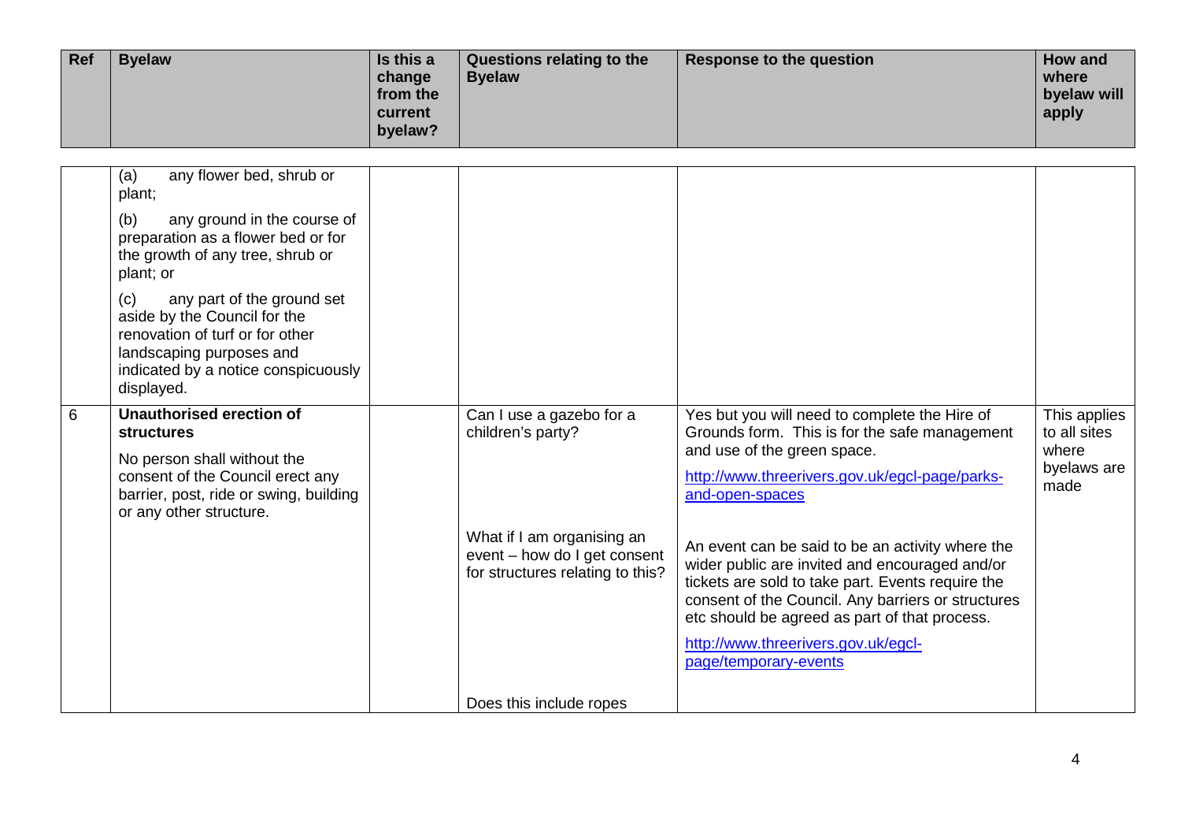| Ref | Byelaw | Is this a change from the current byelaw? | Questions relating to the Byelaw | Response to the question | How and where byelaw will apply |
|---|---|---|---|---|---|
| | (a) any flower bed, shrub or plant;<br><br>(b) any ground in the course of preparation as a flower bed or for the growth of any tree, shrub or plant; or<br><br>(c) any part of the ground set aside by the Council for the renovation of turf or for other landscaping purposes and indicated by a notice conspicuously displayed. | | | | |
| 6 | **Unauthorised erection of structures**<br><br>No person shall without the consent of the Council erect any barrier, post, ride or swing, building or any other structure. | | Can I use a gazebo for a children's party?<br><br>What if I am organising an event – how do I get consent for structures relating to this?<br><br>Does this include ropes | Yes but you will need to complete the Hire of Grounds form. This is for the safe management and use of the green space.<br><br>[http://www.threerivers.gov.uk/egcl-page/parks-and-open-spaces](http://www.threerivers.gov.uk/egcl-page/parks-and-open-spaces)<br><br>An event can be said to be an activity where the wider public are invited and encouraged and/or tickets are sold to take part. Events require the consent of the Council. Any barriers or structures etc should be agreed as part of that process.<br><br>[http://www.threerivers.gov.uk/egcl-page/temporary-events](http://www.threerivers.gov.uk/egcl-page/temporary-events) | This applies to all sites where byelaws are made |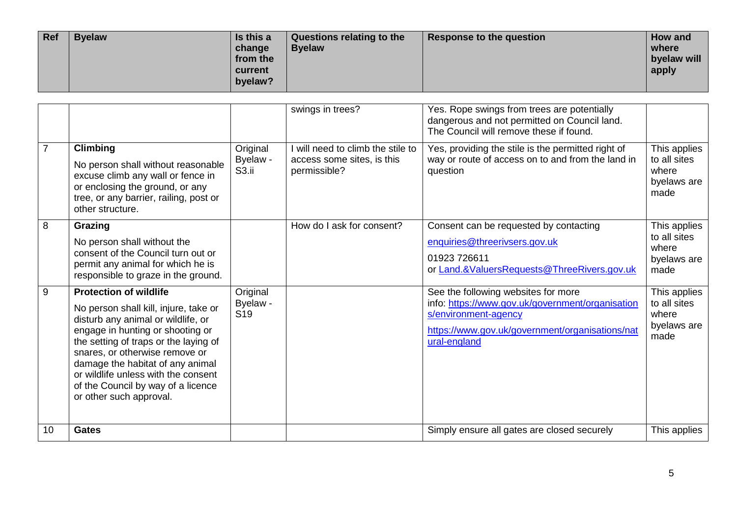| Ref | Byelaw | Is this a change from the current byelaw? | Questions relating to the Byelaw | Response to the question | How and where byelaw will apply |
|---|---|---|---|---|---|
| | | | swings in trees? | Yes. Rope swings from trees are potentially dangerous and not permitted on Council land. The Council will remove these if found. | |
| 7 | **Climbing**<br>No person shall without reasonable excuse climb any wall or fence in or enclosing the ground, or any tree, or any barrier, railing, post or other structure. | Original Byelaw - S3.ii | I will need to climb the stile to access some sites, is this permissible? | Yes, providing the stile is the permitted right of way or route of access on to and from the land in question | This applies to all sites where byelaws are made |
| 8 | **Grazing**<br>No person shall without the consent of the Council turn out or permit any animal for which he is responsible to graze in the ground. | | How do I ask for consent? | Consent can be requested by contacting<br>enquiries@threerivsers.gov.uk<br>01923 726611<br>or Land.&ValuersRequests@ThreeRivers.gov.uk | This applies to all sites where byelaws are made |
| 9 | **Protection of wildlife**<br>No person shall kill, injure, take or disturb any animal or wildlife, or engage in hunting or shooting or the setting of traps or the laying of snares, or otherwise remove or damage the habitat of any animal or wildlife unless with the consent of the Council by way of a licence or other such approval. | Original Byelaw - S19 | | See the following websites for more info: https://www.gov.uk/government/organisations/environment-agency<br>https://www.gov.uk/government/organisations/natural-england | This applies to all sites where byelaws are made |
| 10 | **Gates** | | | Simply ensure all gates are closed securely | This applies |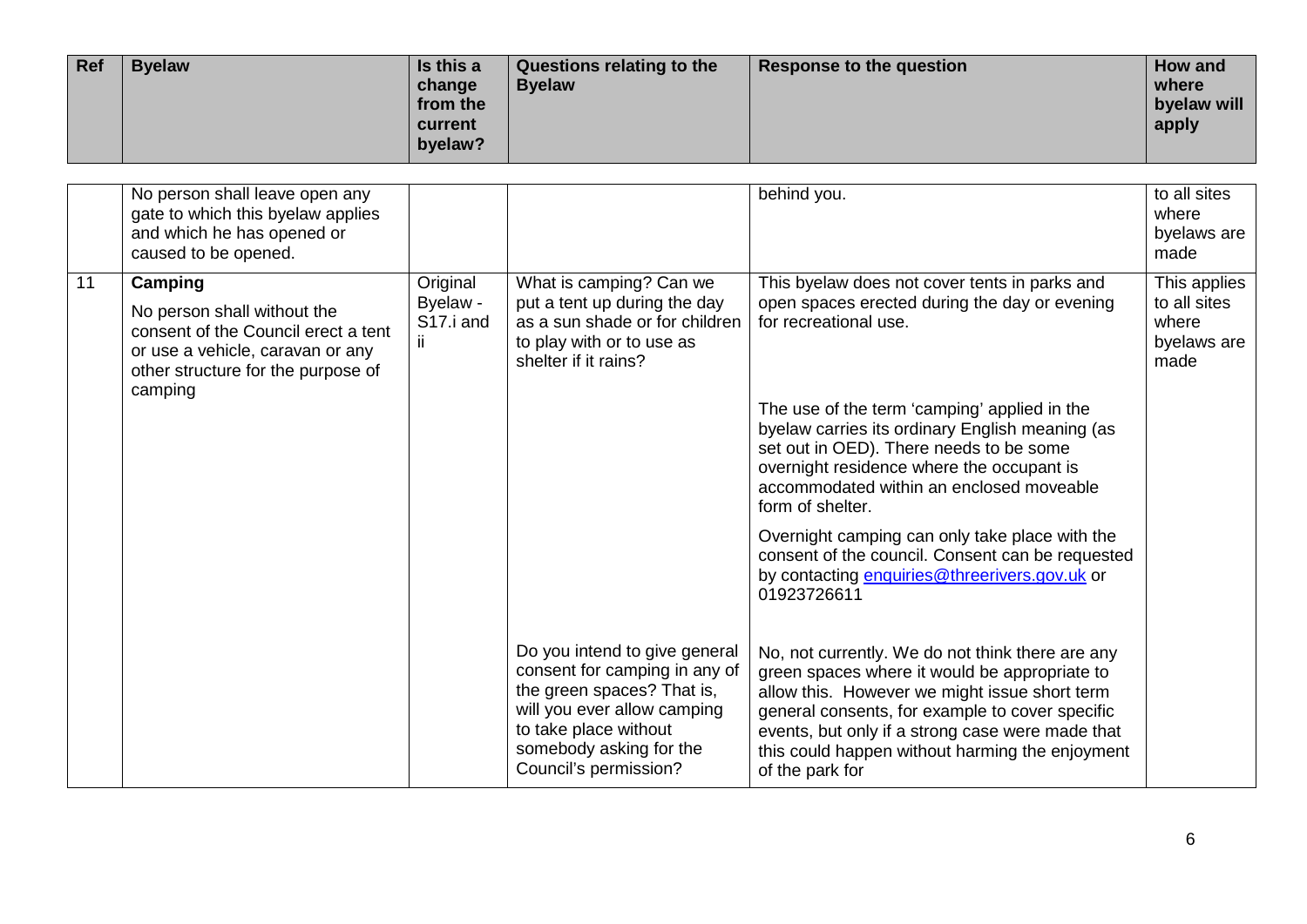| Ref | Byelaw | Is this a change from the current byelaw? | Questions relating to the Byelaw | Response to the question | How and where byelaw will apply |
|---|---|---|---|---|---|
| | No person shall leave open any gate to which this byelaw applies and which he has opened or caused to be opened. | | | behind you. | to all sites where byelaws are made |
| 11 | **Camping**<br>No person shall without the consent of the Council erect a tent or use a vehicle, caravan or any other structure for the purpose of camping | Original Byelaw - S17.i and ii | What is camping? Can we put a tent up during the day as a sun shade or for children to play with or to use as shelter if it rains? | This byelaw does not cover tents in parks and open spaces erected during the day or evening for recreational use.<br><br>The use of the term 'camping' applied in the byelaw carries its ordinary English meaning (as set out in OED). There needs to be some overnight residence where the occupant is accommodated within an enclosed moveable form of shelter.<br><br>Overnight camping can only take place with the consent of the council. Consent can be requested by contacting enquiries@threerivers.gov.uk or 01923726611 | This applies to all sites where byelaws are made |
| | | | Do you intend to give general consent for camping in any of the green spaces? That is, will you ever allow camping to take place without somebody asking for the Council's permission? | No, not currently. We do not think there are any green spaces where it would be appropriate to allow this. However we might issue short term general consents, for example to cover specific events, but only if a strong case were made that this could happen without harming the enjoyment of the park for | |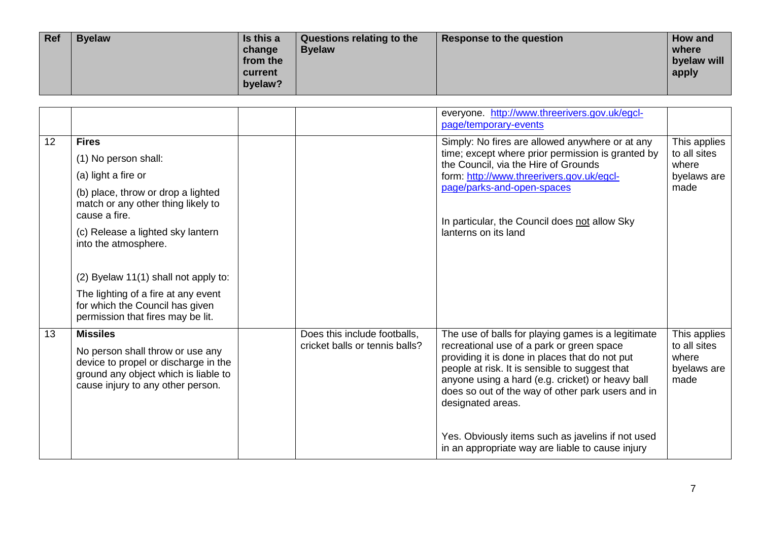| Ref | Byelaw | Is this a change from the current byelaw? | Questions relating to the Byelaw | Response to the question | How and where byelaw will apply |
|---|---|---|---|---|---|
| | | | | everyone. http://www.threerivers.gov.uk/egcl-page/temporary-events | |
| 12 | **Fires**<br><br>(1) No person shall:<br><br>(a) light a fire or<br><br>(b) place, throw or drop a lighted match or any other thing likely to cause a fire.<br><br>(c) Release a lighted sky lantern into the atmosphere.<br><br>(2) Byelaw 11(1) shall not apply to:<br><br>The lighting of a fire at any event for which the Council has given permission that fires may be lit. | | | Simply: No fires are allowed anywhere or at any time; except where prior permission is granted by the Council, via the Hire of Grounds form: http://www.threerivers.gov.uk/egcl-page/parks-and-open-spaces<br><br>In particular, the Council does not allow Sky lanterns on its land | This applies to all sites where byelaws are made |
| 13 | **Missiles**<br><br>No person shall throw or use any device to propel or discharge in the ground any object which is liable to cause injury to any other person. | | Does this include footballs, cricket balls or tennis balls? | The use of balls for playing games is a legitimate recreational use of a park or green space providing it is done in places that do not put people at risk. It is sensible to suggest that anyone using a hard (e.g. cricket) or heavy ball does so out of the way of other park users and in designated areas.<br><br>Yes. Obviously items such as javelins if not used in an appropriate way are liable to cause injury | This applies to all sites where byelaws are made |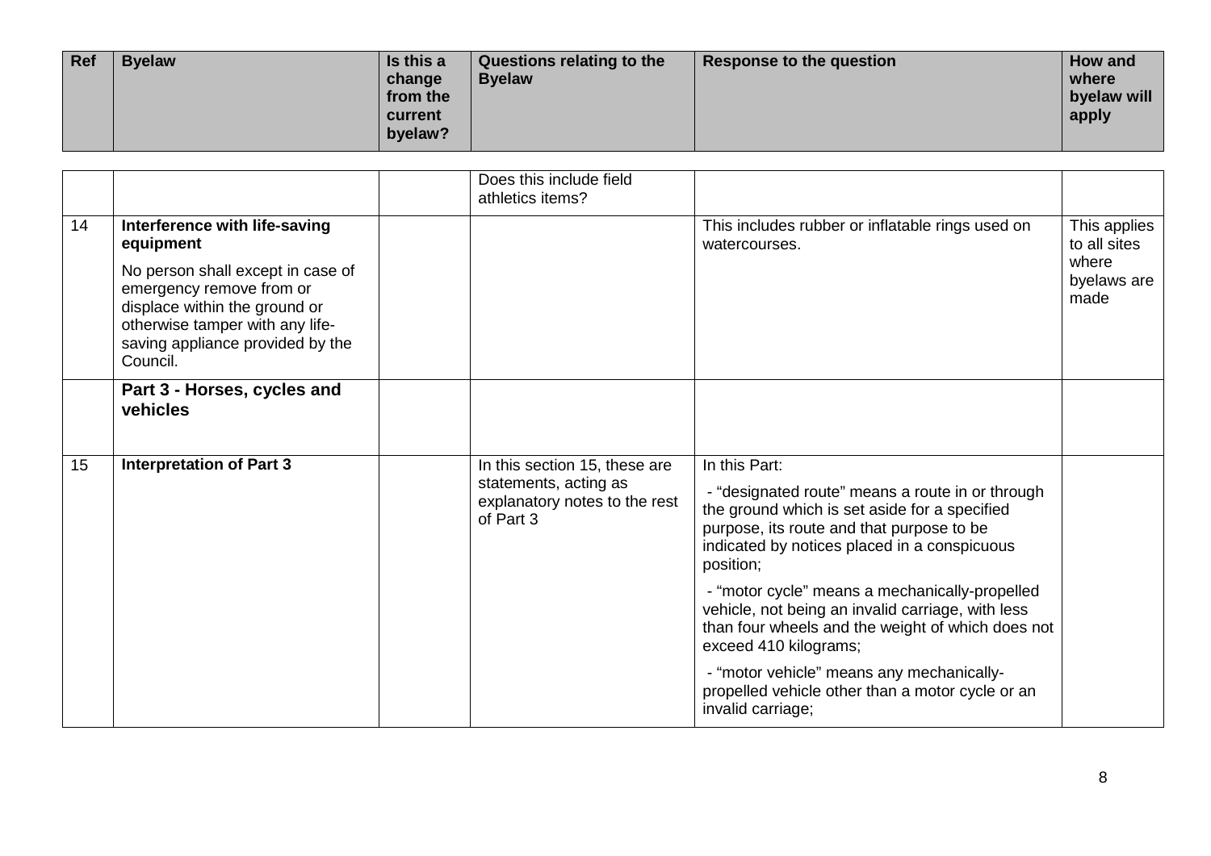| Ref | Byelaw | Is this a change from the current byelaw? | Questions relating to the Byelaw | Response to the question | How and where byelaw will apply |
|---|---|---|---|---|---|
| | | | Does this include field athletics items? | | |
| 14 | **Interference with life-saving equipment**<br><br>No person shall except in case of emergency remove from or displace within the ground or otherwise tamper with any life-saving appliance provided by the Council. | | | This includes rubber or inflatable rings used on watercourses. | This applies to all sites where byelaws are made |
| | **Part 3 - Horses, cycles and vehicles** | | | | |
| 15 | **Interpretation of Part 3** | | In this section 15, these are statements, acting as explanatory notes to the rest of Part 3 | In this Part:<br><br>- "designated route" means a route in or through the ground which is set aside for a specified purpose, its route and that purpose to be indicated by notices placed in a conspicuous position;<br><br>- "motor cycle" means a mechanically-propelled vehicle, not being an invalid carriage, with less than four wheels and the weight of which does not exceed 410 kilograms;<br><br>- "motor vehicle" means any mechanically-propelled vehicle other than a motor cycle or an invalid carriage; | |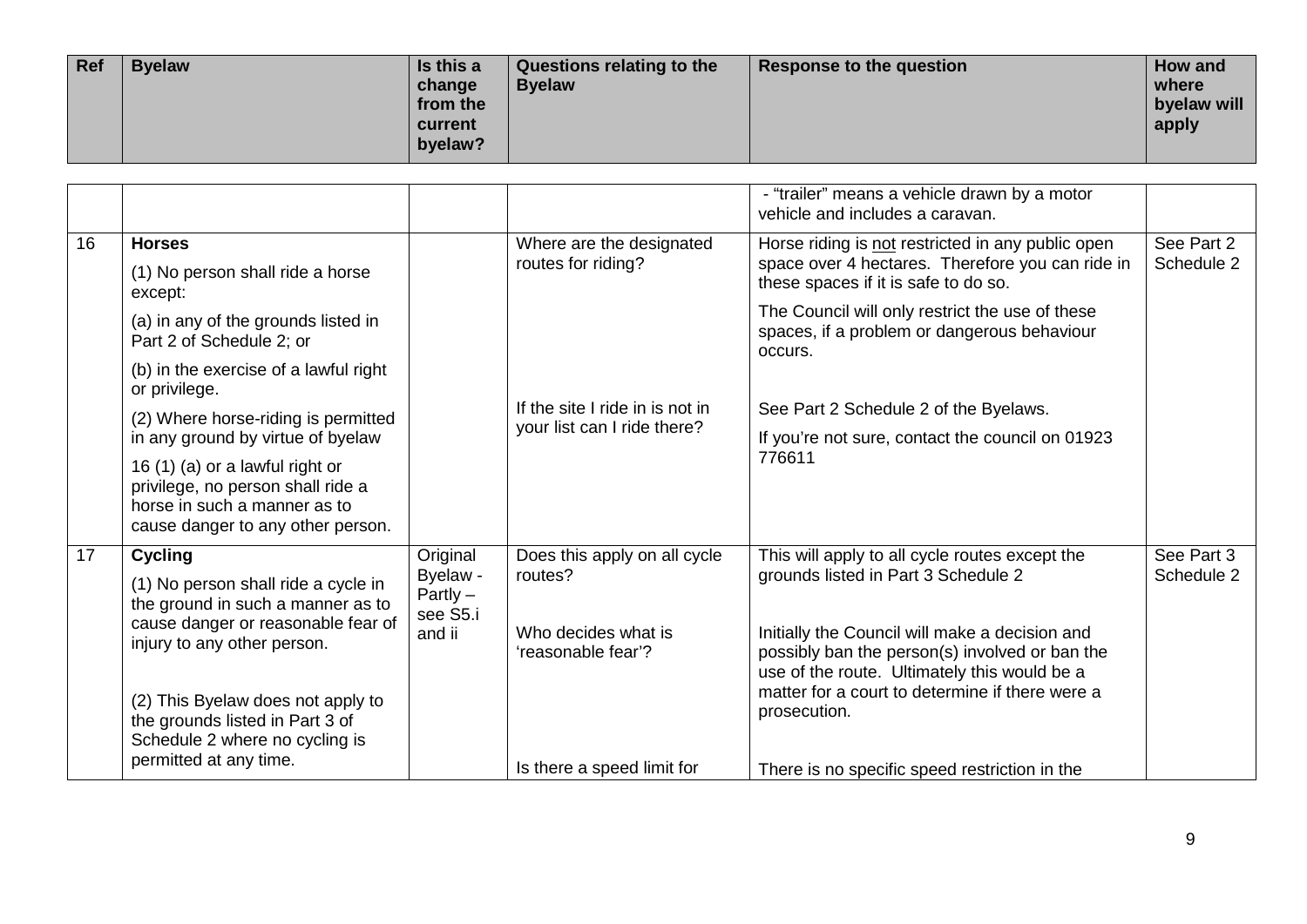| Ref | Byelaw | Is this a change from the current byelaw? | Questions relating to the Byelaw | Response to the question | How and where byelaw will apply |
|---|---|---|---|---|---|
| | | | | - "trailer" means a vehicle drawn by a motor vehicle and includes a caravan. | |
| 16 | **Horses**<br><br>(1) No person shall ride a horse except:<br><br>(a) in any of the grounds listed in Part 2 of Schedule 2; or<br><br>(b) in the exercise of a lawful right or privilege.<br><br>(2) Where horse-riding is permitted in any ground by virtue of byelaw<br><br>16 (1) (a) or a lawful right or privilege, no person shall ride a horse in such a manner as to cause danger to any other person. | | Where are the designated routes for riding?<br><br>If the site I ride in is not in your list can I ride there? | Horse riding is <u>not</u> restricted in any public open space over 4 hectares. Therefore you can ride in these spaces if it is safe to do so.<br><br>The Council will only restrict the use of these spaces, if a problem or dangerous behaviour occurs.<br><br>See Part 2 Schedule 2 of the Byelaws.<br><br>If you're not sure, contact the council on 01923 776611 | See Part 2 Schedule 2 |
| 17 | **Cycling**<br><br>(1) No person shall ride a cycle in the ground in such a manner as to cause danger or reasonable fear of injury to any other person.<br><br>(2) This Byelaw does not apply to the grounds listed in Part 3 of Schedule 2 where no cycling is permitted at any time. | Original Byelaw - Partly – see S5.i and ii | Does this apply on all cycle routes?<br><br>Who decides what is 'reasonable fear'?<br><br>Is there a speed limit for | This will apply to all cycle routes except the grounds listed in Part 3 Schedule 2<br><br>Initially the Council will make a decision and possibly ban the person(s) involved or ban the use of the route. Ultimately this would be a matter for a court to determine if there were a prosecution.<br><br>There is no specific speed restriction in the | See Part 3 Schedule 2 |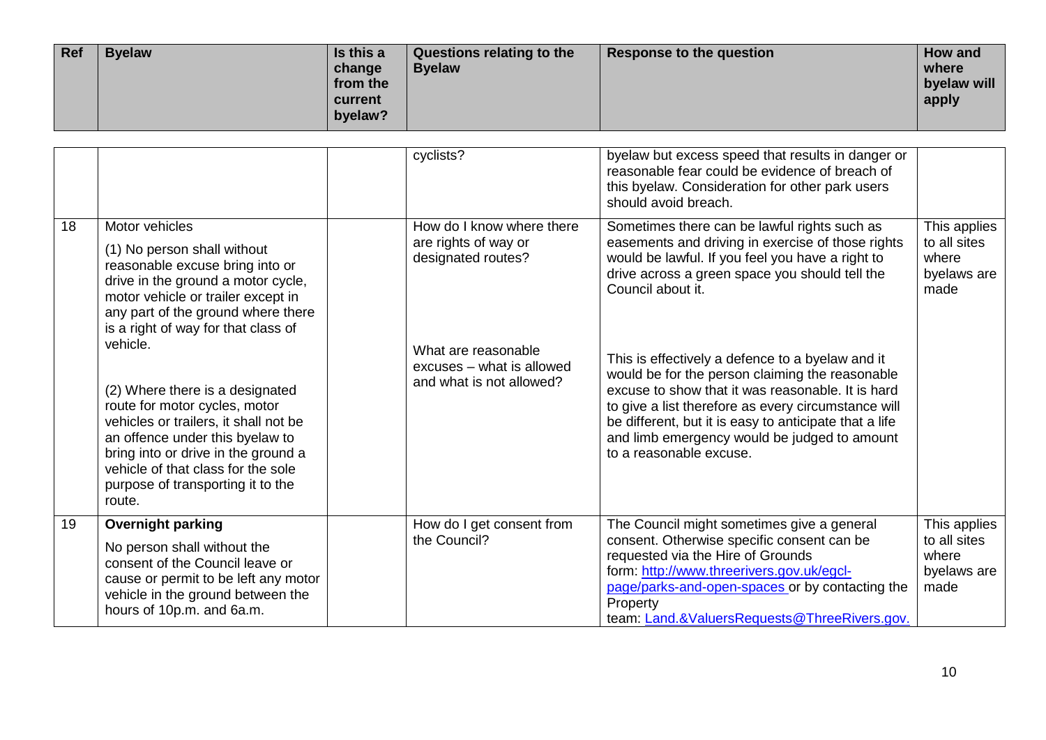| Ref | Byelaw | Is this a change from the current byelaw? | Questions relating to the Byelaw | Response to the question | How and where byelaw will apply |
|---|---|---|---|---|---|
| | | | cyclists? | byelaw but excess speed that results in danger or reasonable fear could be evidence of breach of this byelaw. Consideration for other park users should avoid breach. | |
| 18 | Motor vehicles<br><br>(1) No person shall without reasonable excuse bring into or drive in the ground a motor cycle, motor vehicle or trailer except in any part of the ground where there is a right of way for that class of vehicle.<br><br>(2) Where there is a designated route for motor cycles, motor vehicles or trailers, it shall not be an offence under this byelaw to bring into or drive in the ground a vehicle of that class for the sole purpose of transporting it to the route. | | How do I know where there are rights of way or designated routes?<br><br>What are reasonable excuses – what is allowed and what is not allowed? | Sometimes there can be lawful rights such as easements and driving in exercise of those rights would be lawful. If you feel you have a right to drive across a green space you should tell the Council about it.<br><br>This is effectively a defence to a byelaw and it would be for the person claiming the reasonable excuse to show that it was reasonable. It is hard to give a list therefore as every circumstance will be different, but it is easy to anticipate that a life and limb emergency would be judged to amount to a reasonable excuse. | This applies to all sites where byelaws are made |
| 19 | **Overnight parking**<br><br>No person shall without the consent of the Council leave or cause or permit to be left any motor vehicle in the ground between the hours of 10p.m. and 6a.m. | | How do I get consent from the Council? | The Council might sometimes give a general consent. Otherwise specific consent can be requested via the Hire of Grounds form: [http://www.threerivers.gov.uk/egcl-page/parks-and-open-spaces](http://www.threerivers.gov.uk/egcl-page/parks-and-open-spaces) or by contacting the Property team: Land.&ValuersRequests@ThreeRivers.gov. | This applies to all sites where byelaws are made |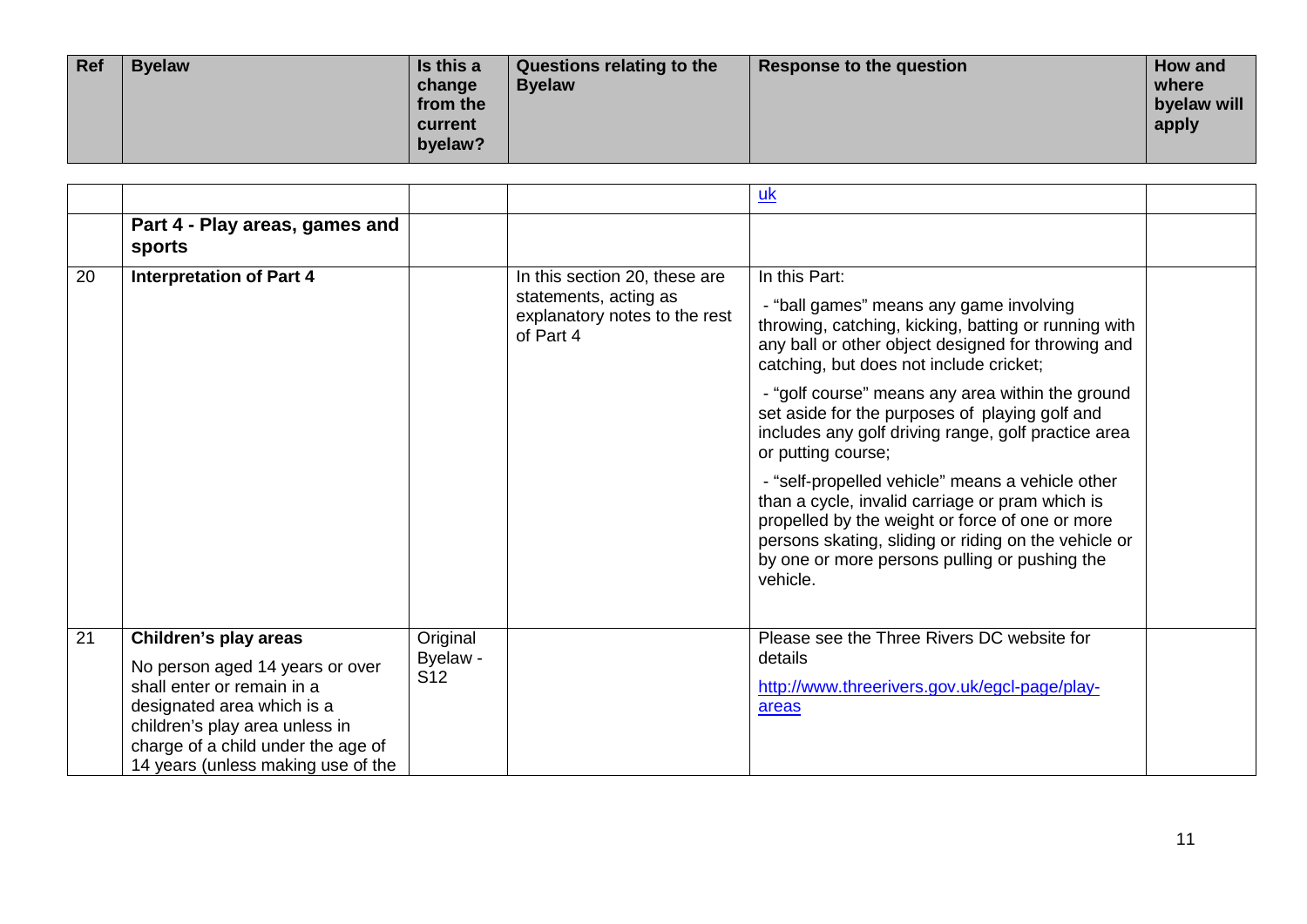| Ref | Byelaw | Is this a change from the current byelaw? | Questions relating to the Byelaw | Response to the question | How and where byelaw will apply |
|---|---|---|---|---|---|
| | | | | uk | |
| | **Part 4 - Play areas, games and sports** | | | | |
| 20 | **Interpretation of Part 4** | | In this section 20, these are statements, acting as explanatory notes to the rest of Part 4 | In this Part:<br><br>- "ball games" means any game involving throwing, catching, kicking, batting or running with any ball or other object designed for throwing and catching, but does not include cricket;<br><br>- "golf course" means any area within the ground set aside for the purposes of playing golf and includes any golf driving range, golf practice area or putting course;<br><br>- "self-propelled vehicle" means a vehicle other than a cycle, invalid carriage or pram which is propelled by the weight or force of one or more persons skating, sliding or riding on the vehicle or by one or more persons pulling or pushing the vehicle. | |
| 21 | **Children's play areas**<br><br>No person aged 14 years or over shall enter or remain in a designated area which is a children's play area unless in charge of a child under the age of 14 years (unless making use of the | Original Byelaw - S12 | | Please see the Three Rivers DC website for details<br><br>http://www.threerivers.gov.uk/egcl-page/play-areas | |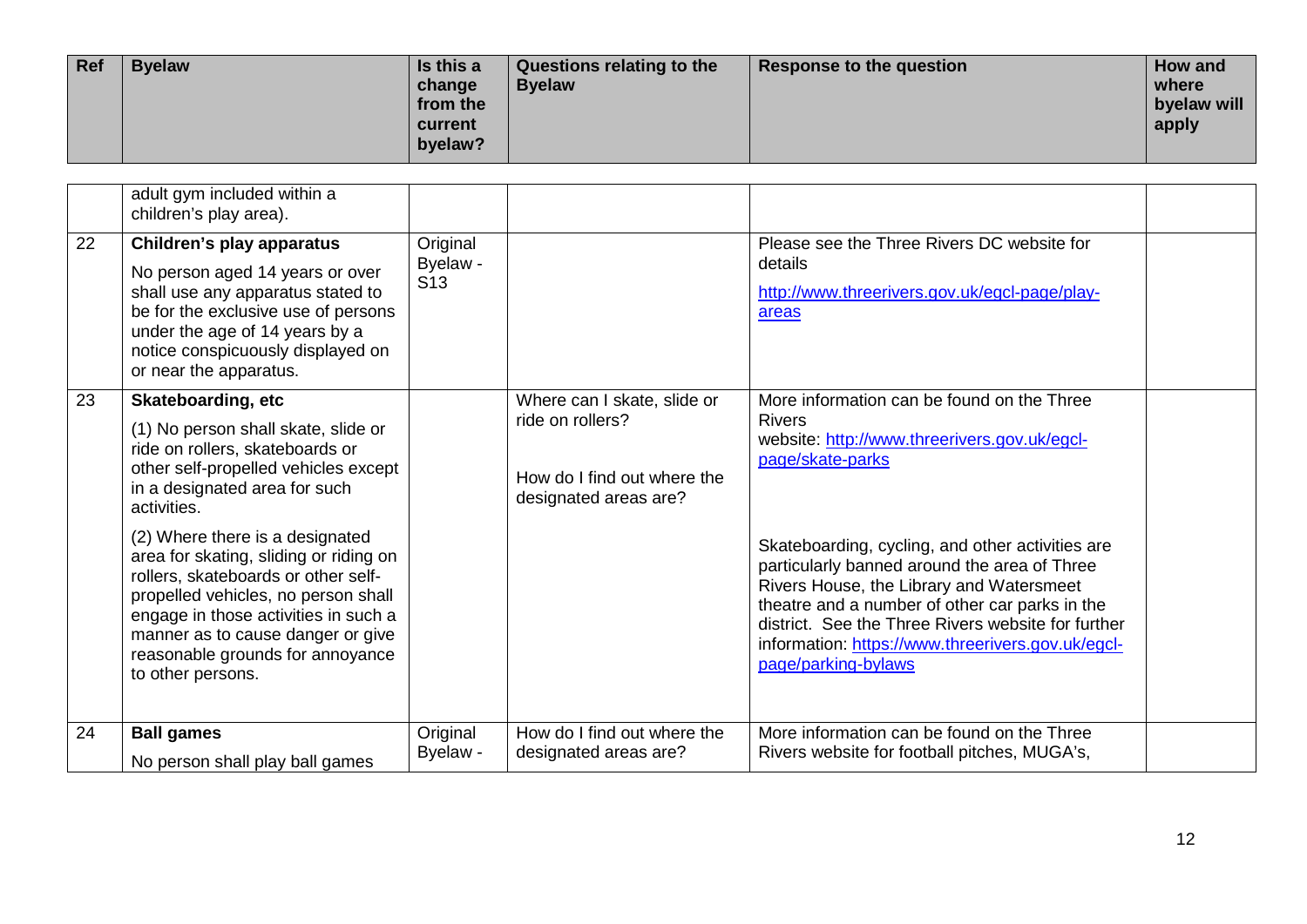| Ref | Byelaw | Is this a change from the current byelaw? | Questions relating to the Byelaw | Response to the question | How and where byelaw will apply |
|---|---|---|---|---|---|
| | adult gym included within a children's play area). | | | | |
| 22 | **Children's play apparatus**<br>No person aged 14 years or over shall use any apparatus stated to be for the exclusive use of persons under the age of 14 years by a notice conspicuously displayed on or near the apparatus. | Original Byelaw - S13 | | Please see the Three Rivers DC website for details<br>[http://www.threerivers.gov.uk/egcl-page/play-areas](http://www.threerivers.gov.uk/egcl-page/play-areas) | |
| 23 | **Skateboarding, etc**<br>(1) No person shall skate, slide or ride on rollers, skateboards or other self-propelled vehicles except in a designated area for such activities.<br>(2) Where there is a designated area for skating, sliding or riding on rollers, skateboards or other self-propelled vehicles, no person shall engage in those activities in such a manner as to cause danger or give reasonable grounds for annoyance to other persons. | | Where can I skate, slide or ride on rollers?<br><br>How do I find out where the designated areas are? | More information can be found on the Three Rivers website: [http://www.threerivers.gov.uk/egcl-page/skate-parks](http://www.threerivers.gov.uk/egcl-page/skate-parks)<br><br>Skateboarding, cycling, and other activities are particularly banned around the area of Three Rivers House, the Library and Watersmeet theatre and a number of other car parks in the district. See the Three Rivers website for further information: [https://www.threerivers.gov.uk/egcl-page/parking-bylaws](https://www.threerivers.gov.uk/egcl-page/parking-bylaws) | |
| 24 | **Ball games**<br>No person shall play ball games | Original Byelaw - | How do I find out where the designated areas are? | More information can be found on the Three Rivers website for football pitches, MUGA's, | |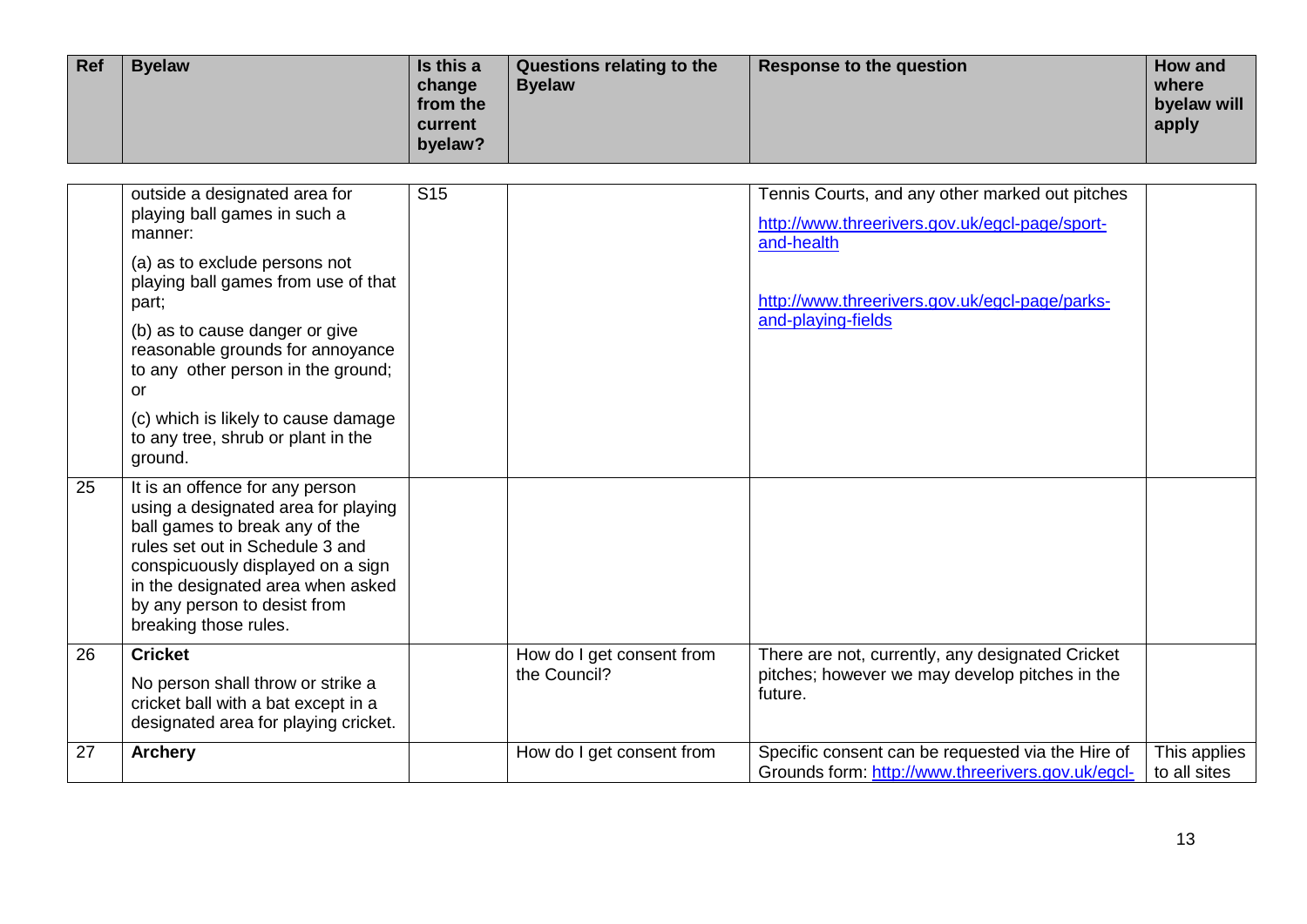| Ref | Byelaw | Is this a change from the current byelaw? | Questions relating to the Byelaw | Response to the question | How and where byelaw will apply |
|---|---|---|---|---|---|
| | outside a designated area for playing ball games in such a manner:<br><br>(a) as to exclude persons not playing ball games from use of that part;<br><br>(b) as to cause danger or give reasonable grounds for annoyance to any other person in the ground; or<br><br>(c) which is likely to cause damage to any tree, shrub or plant in the ground. | S15 | | Tennis Courts, and any other marked out pitches<br><br>http://www.threerivers.gov.uk/egcl-page/sport-and-health<br><br>http://www.threerivers.gov.uk/egcl-page/parks-and-playing-fields | |
| 25 | It is an offence for any person using a designated area for playing ball games to break any of the rules set out in Schedule 3 and conspicuously displayed on a sign in the designated area when asked by any person to desist from breaking those rules. | | | | |
| 26 | **Cricket**<br><br>No person shall throw or strike a cricket ball with a bat except in a designated area for playing cricket. | | How do I get consent from the Council? | There are not, currently, any designated Cricket pitches; however we may develop pitches in the future. | |
| 27 | **Archery** | | How do I get consent from | Specific consent can be requested via the Hire of Grounds form: http://www.threerivers.gov.uk/egcl- | This applies to all sites |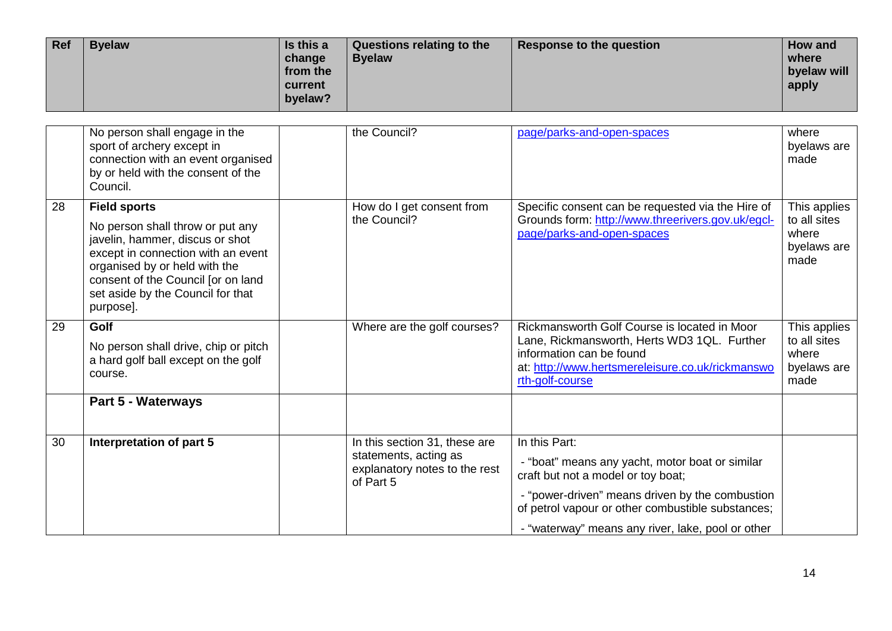| Ref | Byelaw | Is this a change from the current byelaw? | Questions relating to the Byelaw | Response to the question | How and where byelaw will apply |
|---|---|---|---|---|---|
| | No person shall engage in the sport of archery except in connection with an event organised by or held with the consent of the Council. | | the Council? | page/parks-and-open-spaces | where byelaws are made |
| 28 | **Field sports** No person shall throw or put any javelin, hammer, discus or shot except in connection with an event organised by or held with the consent of the Council [or on land set aside by the Council for that purpose]. | | How do I get consent from the Council? | Specific consent can be requested via the Hire of Grounds form: http://www.threerivers.gov.uk/egcl-page/parks-and-open-spaces | This applies to all sites where byelaws are made |
| 29 | **Golf** No person shall drive, chip or pitch a hard golf ball except on the golf course. | | Where are the golf courses? | Rickmansworth Golf Course is located in Moor Lane, Rickmansworth, Herts WD3 1QL. Further information can be found at: http://www.hertsmereleisure.co.uk/rickmansworth-golf-course | This applies to all sites where byelaws are made |
| | **Part 5 - Waterways** | | | | |
| 30 | **Interpretation of part 5** | | In this section 31, these are statements, acting as explanatory notes to the rest of Part 5 | In this Part: - "boat" means any yacht, motor boat or similar craft but not a model or toy boat; - "power-driven" means driven by the combustion of petrol vapour or other combustible substances; - "waterway" means any river, lake, pool or other | |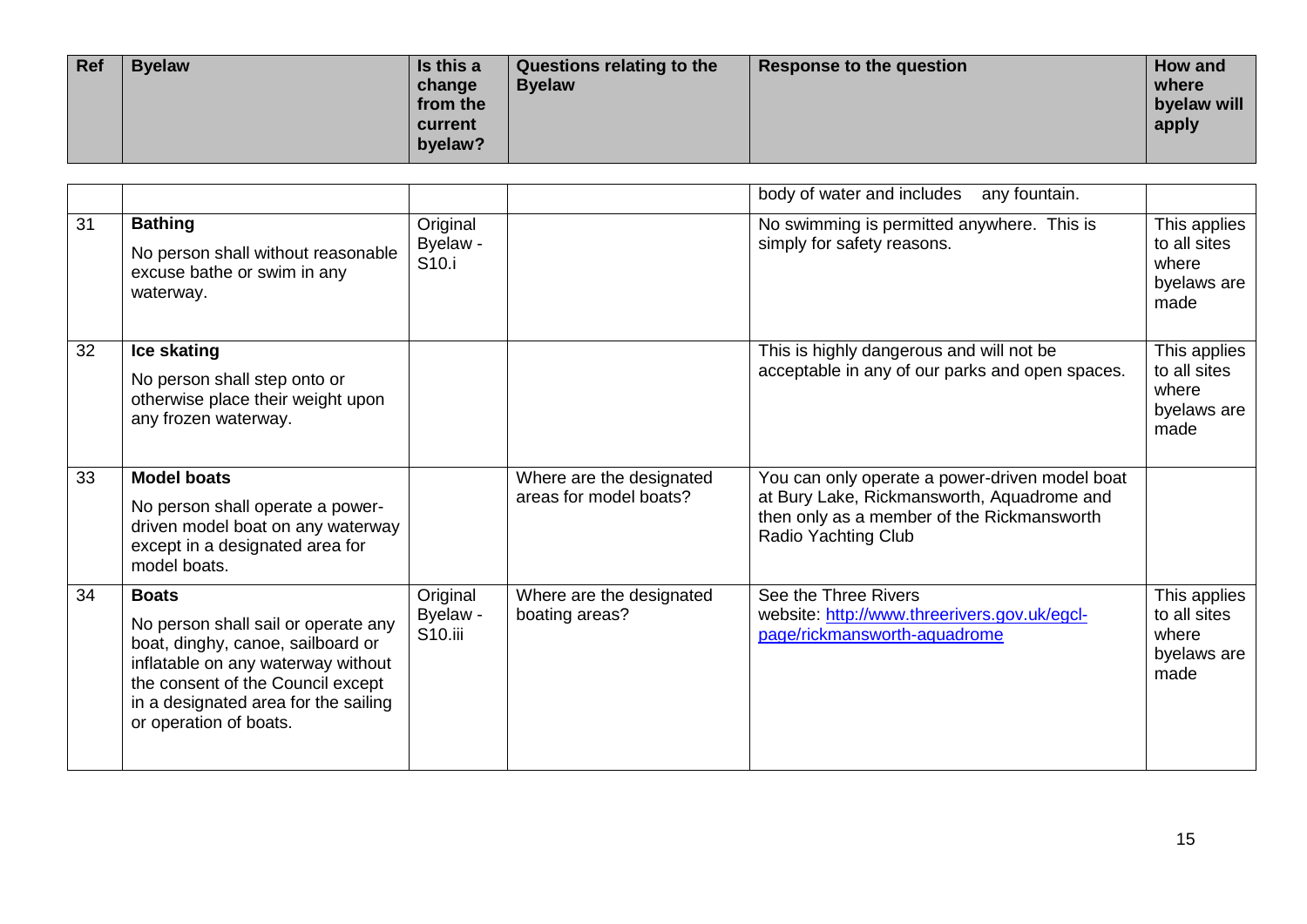| Ref | Byelaw | Is this a change from the current byelaw? | Questions relating to the Byelaw | Response to the question | How and where byelaw will apply |
|---|---|---|---|---|---|
| | | | | body of water and includes any fountain. | |
| 31 | **Bathing**<br>No person shall without reasonable excuse bathe or swim in any waterway. | Original Byelaw - S10.i | | No swimming is permitted anywhere. This is simply for safety reasons. | This applies to all sites where byelaws are made |
| 32 | **Ice skating**<br>No person shall step onto or otherwise place their weight upon any frozen waterway. | | | This is highly dangerous and will not be acceptable in any of our parks and open spaces. | This applies to all sites where byelaws are made |
| 33 | **Model boats**<br>No person shall operate a power-driven model boat on any waterway except in a designated area for model boats. | | Where are the designated areas for model boats? | You can only operate a power-driven model boat at Bury Lake, Rickmansworth, Aquadrome and then only as a member of the Rickmansworth Radio Yachting Club | |
| 34 | **Boats**<br>No person shall sail or operate any boat, dinghy, canoe, sailboard or inflatable on any waterway without the consent of the Council except in a designated area for the sailing or operation of boats. | Original Byelaw - S10.iii | Where are the designated boating areas? | See the Three Rivers website: [http://www.threerivers.gov.uk/egcl-page/rickmansworth-aquadrome](http://www.threerivers.gov.uk/egcl-page/rickmansworth-aquadrome) | This applies to all sites where byelaws are made |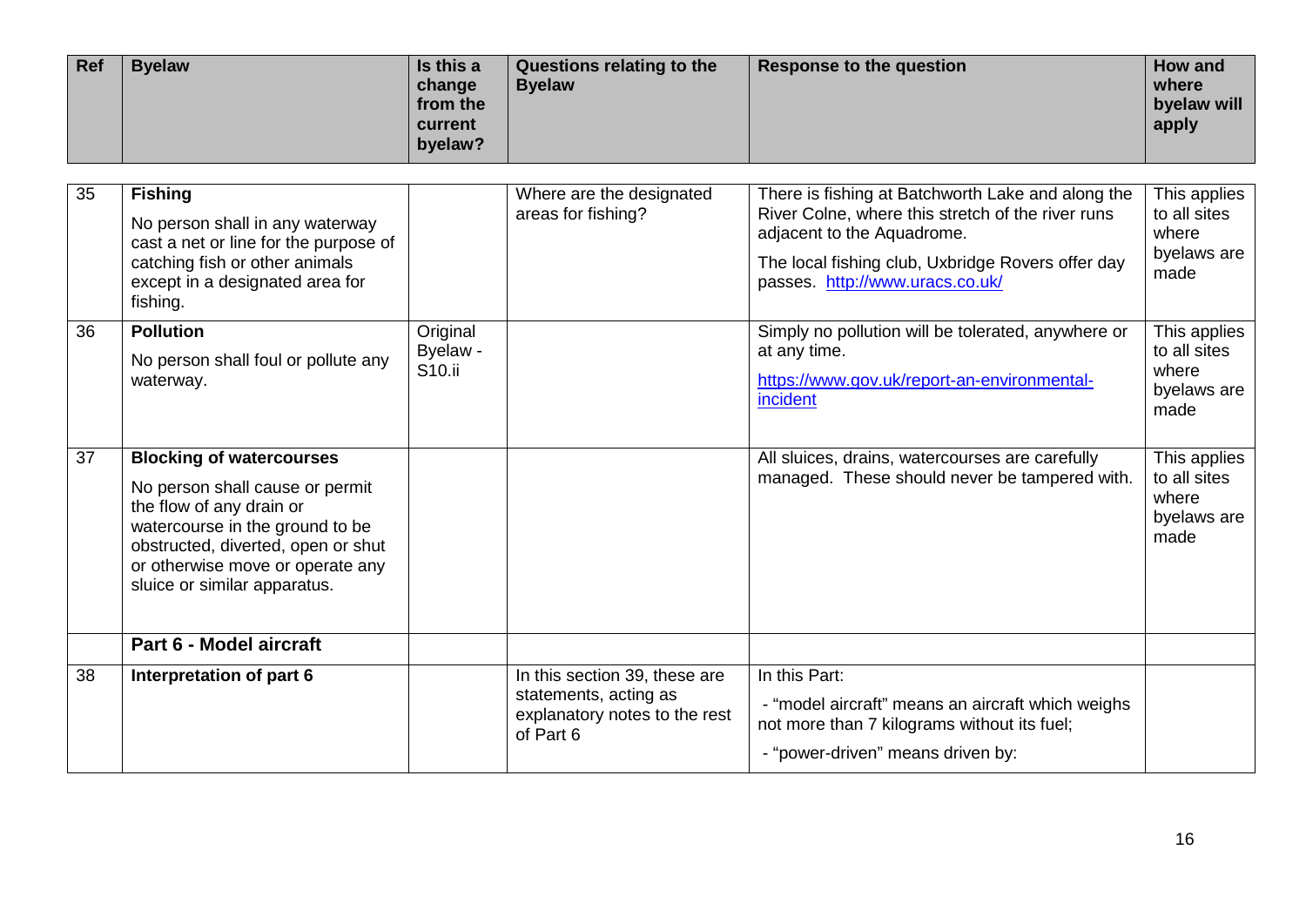| Ref | Byelaw | Is this a change from the current byelaw? | Questions relating to the Byelaw | Response to the question | How and where byelaw will apply |
|---|---|---|---|---|---|
| 35 | **Fishing**<br>No person shall in any waterway cast a net or line for the purpose of catching fish or other animals except in a designated area for fishing. | | Where are the designated areas for fishing? | There is fishing at Batchworth Lake and along the River Colne, where this stretch of the river runs adjacent to the Aquadrome.<br>The local fishing club, Uxbridge Rovers offer day passes. [http://www.uracs.co.uk/](http://www.uracs.co.uk/) | This applies to all sites where byelaws are made |
| 36 | **Pollution**<br>No person shall foul or pollute any waterway. | Original Byelaw - S10.ii | | Simply no pollution will be tolerated, anywhere or at any time.<br>[https://www.gov.uk/report-an-environmental-incident](https://www.gov.uk/report-an-environmental-incident) | This applies to all sites where byelaws are made |
| 37 | **Blocking of watercourses**<br>No person shall cause or permit the flow of any drain or watercourse in the ground to be obstructed, diverted, open or shut or otherwise move or operate any sluice or similar apparatus. | | | All sluices, drains, watercourses are carefully managed. These should never be tampered with. | This applies to all sites where byelaws are made |
| | **Part 6 - Model aircraft** | | | | |
| 38 | **Interpretation of part 6** | | In this section 39, these are statements, acting as explanatory notes to the rest of Part 6 | In this Part:<br>- "model aircraft" means an aircraft which weighs not more than 7 kilograms without its fuel;<br>- "power-driven" means driven by: | |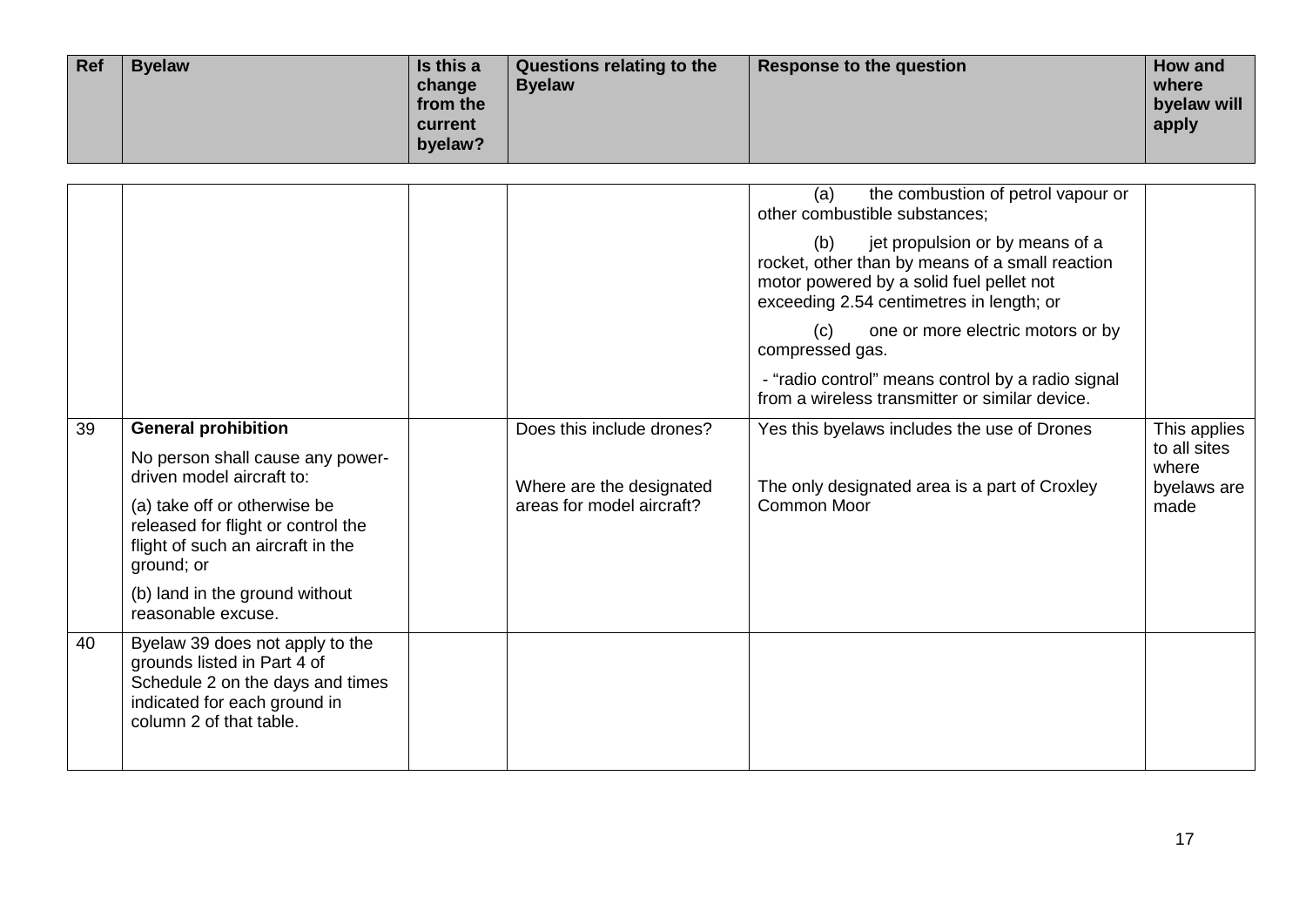| Ref | Byelaw | Is this a change from the current byelaw? | Questions relating to the Byelaw | Response to the question | How and where byelaw will apply |
|---|---|---|---|---|---|
| | | | | (a) the combustion of petrol vapour or other combustible substances;<br><br>(b) jet propulsion or by means of a rocket, other than by means of a small reaction motor powered by a solid fuel pellet not exceeding 2.54 centimetres in length; or<br><br>(c) one or more electric motors or by compressed gas.<br><br>- "radio control" means control by a radio signal from a wireless transmitter or similar device. | |
| 39 | **General prohibition**<br><br>No person shall cause any power-driven model aircraft to:<br><br>(a) take off or otherwise be released for flight or control the flight of such an aircraft in the ground; or<br><br>(b) land in the ground without reasonable excuse. | | Does this include drones?<br><br>Where are the designated areas for model aircraft? | Yes this byelaws includes the use of Drones<br><br>The only designated area is a part of Croxley Common Moor | This applies to all sites where byelaws are made |
| 40 | Byelaw 39 does not apply to the grounds listed in Part 4 of Schedule 2 on the days and times indicated for each ground in column 2 of that table. | | | | |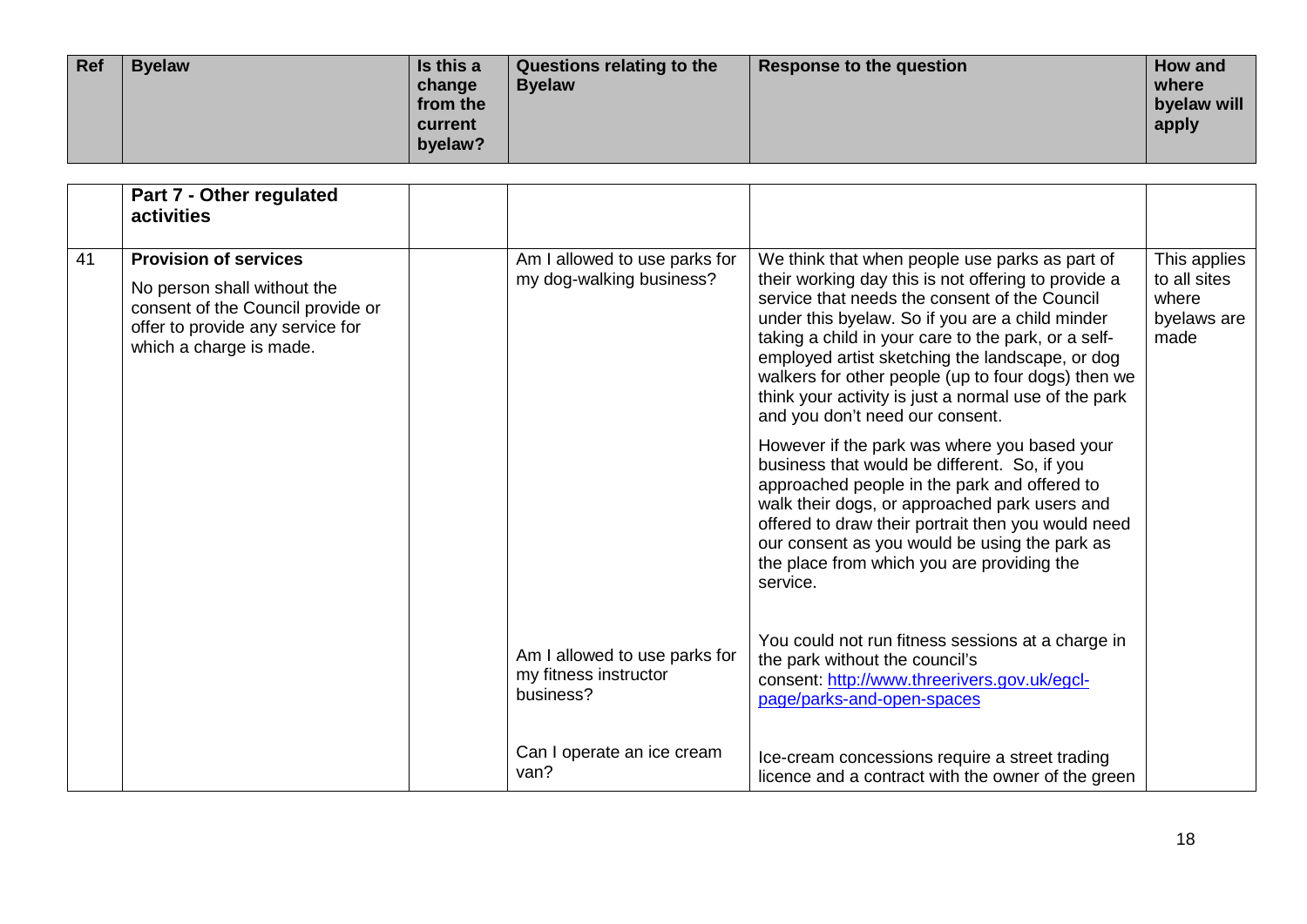| Ref | Byelaw | Is this a change from the current byelaw? | Questions relating to the Byelaw | Response to the question | How and where byelaw will apply |
|---|---|---|---|---|---|
| | **Part 7 - Other regulated activities** | | | | |
| 41 | **Provision of services**<br><br>No person shall without the consent of the Council provide or offer to provide any service for which a charge is made. | | Am I allowed to use parks for my dog-walking business? | We think that when people use parks as part of their working day this is not offering to provide a service that needs the consent of the Council under this byelaw. So if you are a child minder taking a child in your care to the park, or a self-employed artist sketching the landscape, or dog walkers for other people (up to four dogs) then we think your activity is just a normal use of the park and you don't need our consent.<br><br>However if the park was where you based your business that would be different. So, if you approached people in the park and offered to walk their dogs, or approached park users and offered to draw their portrait then you would need our consent as you would be using the park as the place from which you are providing the service. | This applies to all sites where byelaws are made |
| | | | Am I allowed to use parks for my fitness instructor business? | You could not run fitness sessions at a charge in the park without the council's consent: [http://www.threerivers.gov.uk/egcl-page/parks-and-open-spaces](http://www.threerivers.gov.uk/egcl-page/parks-and-open-spaces) | |
| | | | Can I operate an ice cream van? | Ice-cream concessions require a street trading licence and a contract with the owner of the green | |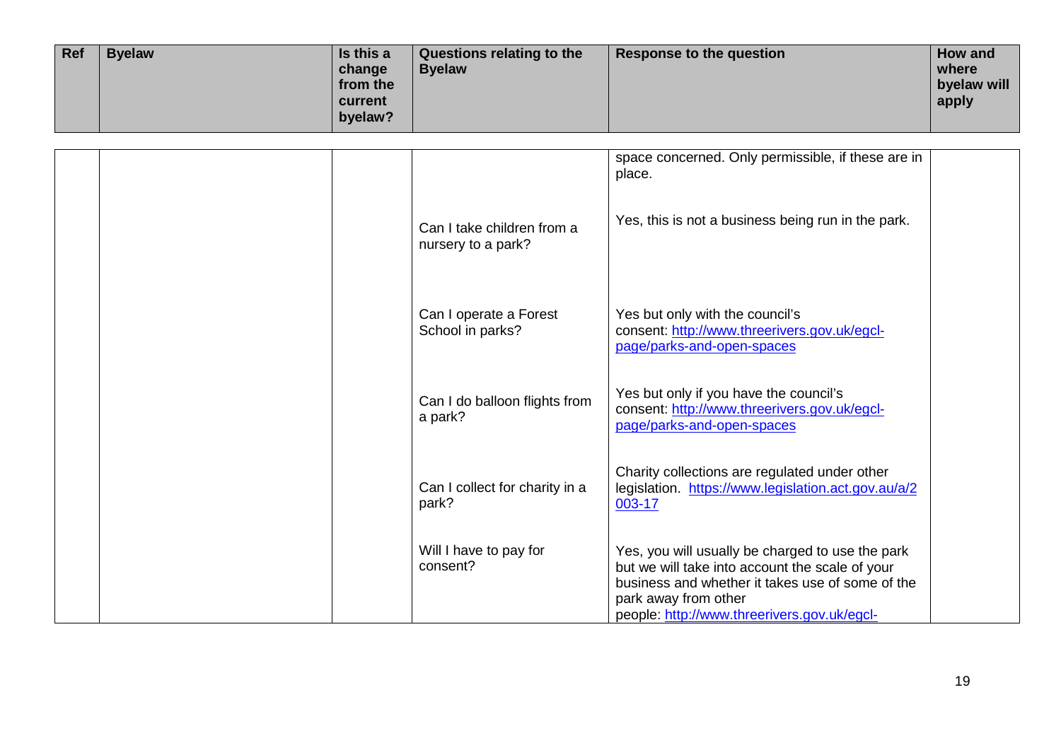| Ref | Byelaw | Is this a change from the current byelaw? | Questions relating to the Byelaw | Response to the question | How and where byelaw will apply |
|---|---|---|---|---|---|
| | | | | space concerned. Only permissible, if these are in place. | |
| | | | Can I take children from a nursery to a park? | Yes, this is not a business being run in the park. | |
| | | | Can I operate a Forest School in parks? | Yes but only with the council's consent: [http://www.threerivers.gov.uk/egcl-page/parks-and-open-spaces](http://www.threerivers.gov.uk/egcl-page/parks-and-open-spaces) | |
| | | | Can I do balloon flights from a park? | Yes but only if you have the council's consent: [http://www.threerivers.gov.uk/egcl-page/parks-and-open-spaces](http://www.threerivers.gov.uk/egcl-page/parks-and-open-spaces) | |
| | | | Can I collect for charity in a park? | Charity collections are regulated under other legislation. [https://www.legislation.act.gov.au/a/2003-17](https://www.legislation.act.gov.au/a/2003-17) | |
| | | | Will I have to pay for consent? | Yes, you will usually be charged to use the park but we will take into account the scale of your business and whether it takes use of some of the park away from other people: http://www.threerivers.gov.uk/egcl- | |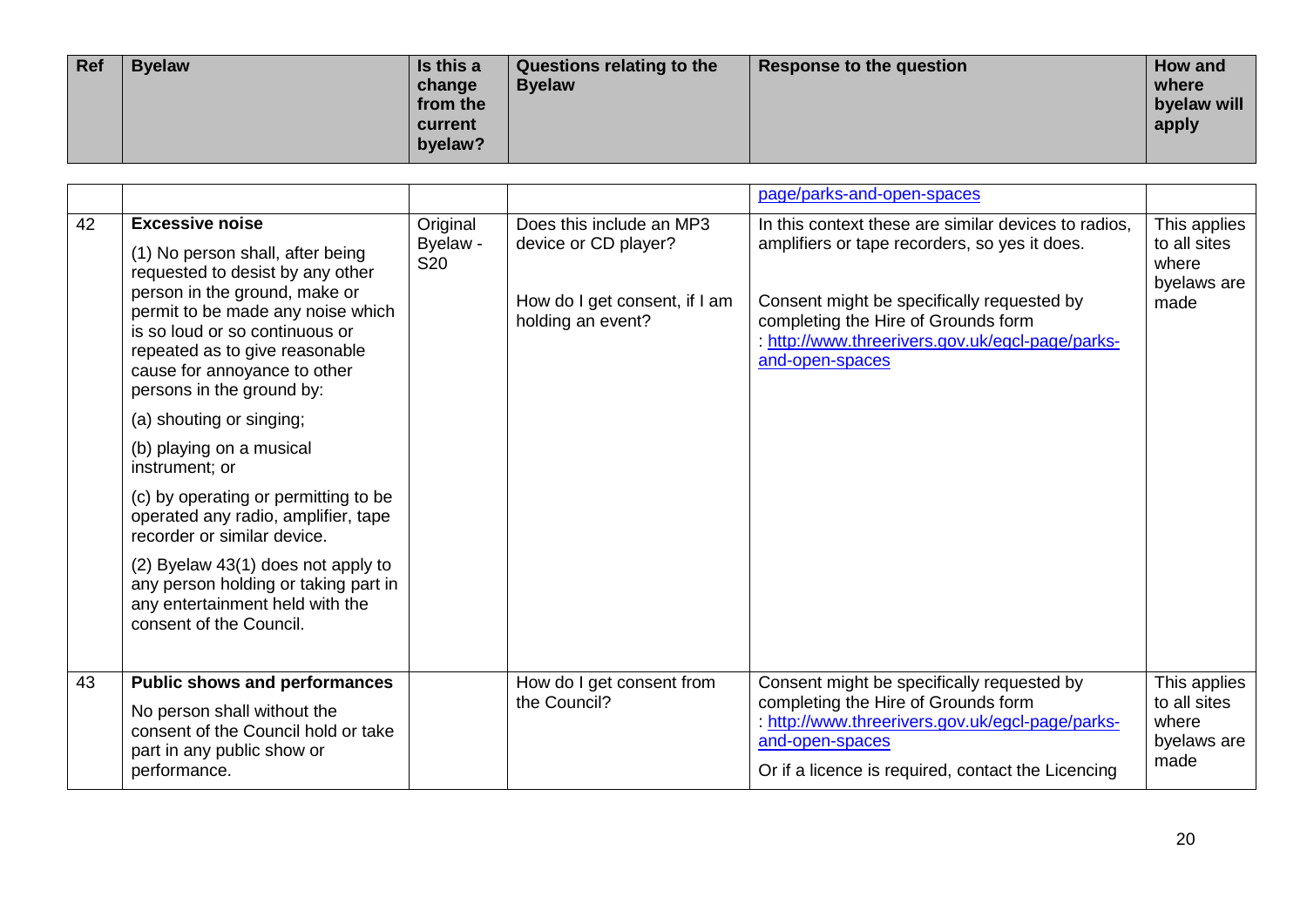| Ref | Byelaw | Is this a change from the current byelaw? | Questions relating to the Byelaw | Response to the question | How and where byelaw will apply |
|---|---|---|---|---|---|
| | | | | page/parks-and-open-spaces | |
| 42 | **Excessive noise**<br><br>(1) No person shall, after being requested to desist by any other person in the ground, make or permit to be made any noise which is so loud or so continuous or repeated as to give reasonable cause for annoyance to other persons in the ground by:<br><br>(a) shouting or singing;<br><br>(b) playing on a musical instrument; or<br><br>(c) by operating or permitting to be operated any radio, amplifier, tape recorder or similar device.<br><br>(2) Byelaw 43(1) does not apply to any person holding or taking part in any entertainment held with the consent of the Council. | Original Byelaw - S20 | Does this include an MP3 device or CD player?<br><br>How do I get consent, if I am holding an event? | In this context these are similar devices to radios, amplifiers or tape recorders, so yes it does.<br><br>Consent might be specifically requested by completing the Hire of Grounds form : http://www.threerivers.gov.uk/egcl-page/parks-and-open-spaces | This applies to all sites where byelaws are made |
| 43 | **Public shows and performances**<br><br>No person shall without the consent of the Council hold or take part in any public show or performance. | | How do I get consent from the Council? | Consent might be specifically requested by completing the Hire of Grounds form : http://www.threerivers.gov.uk/egcl-page/parks-and-open-spaces<br><br>Or if a licence is required, contact the Licencing | This applies to all sites where byelaws are made |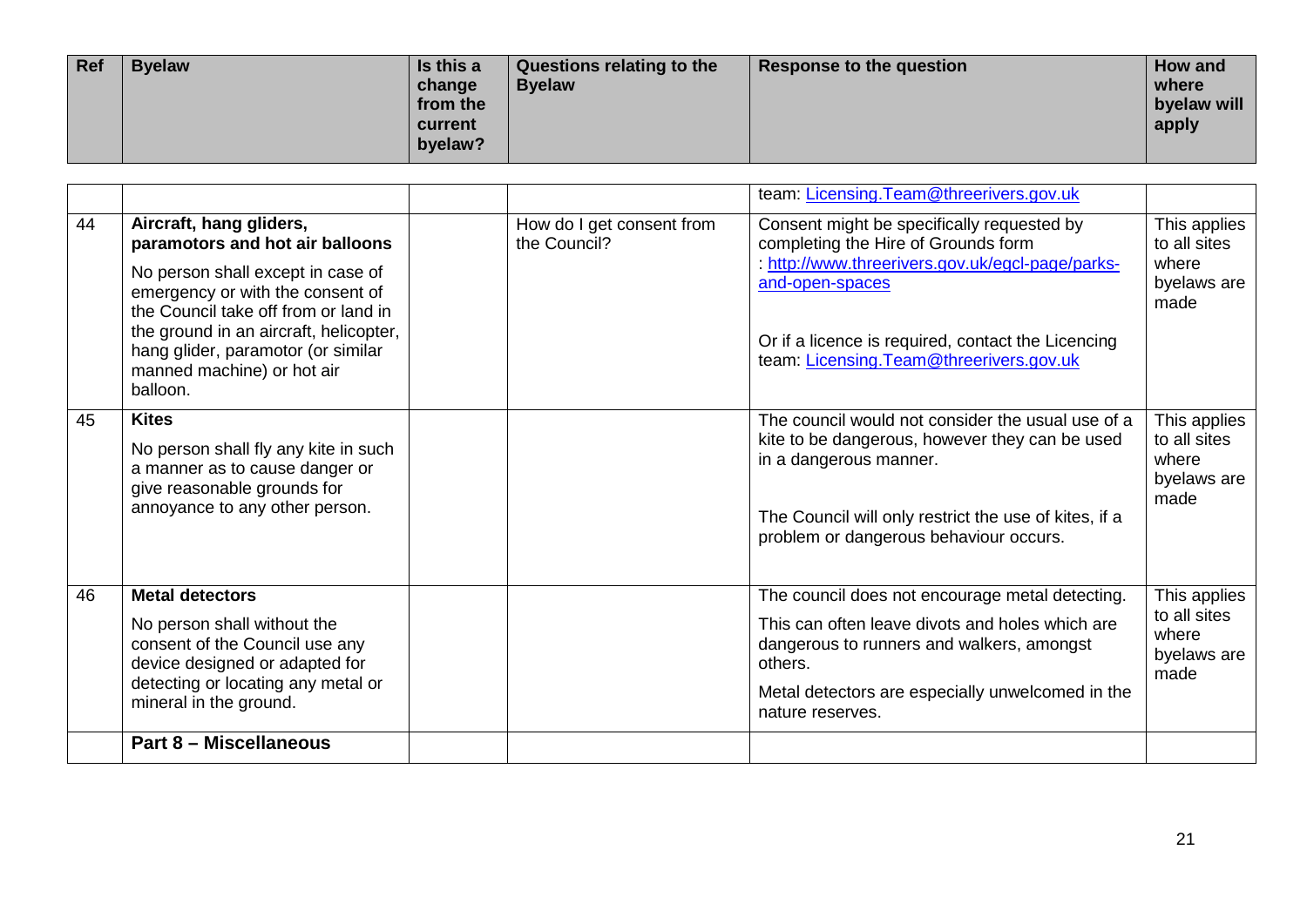| Ref | Byelaw | Is this a change from the current byelaw? | Questions relating to the Byelaw | Response to the question | How and where byelaw will apply |
|---|---|---|---|---|---|
| | | | | team: Licensing.Team@threerivers.gov.uk | |
| 44 | **Aircraft, hang gliders, paramotors and hot air balloons** No person shall except in case of emergency or with the consent of the Council take off from or land in the ground in an aircraft, helicopter, hang glider, paramotor (or similar manned machine) or hot air balloon. | | How do I get consent from the Council? | Consent might be specifically requested by completing the Hire of Grounds form : http://www.threerivers.gov.uk/egcl-page/parks-and-open-spaces Or if a licence is required, contact the Licencing team: Licensing.Team@threerivers.gov.uk | This applies to all sites where byelaws are made |
| 45 | **Kites** No person shall fly any kite in such a manner as to cause danger or give reasonable grounds for annoyance to any other person. | | | The council would not consider the usual use of a kite to be dangerous, however they can be used in a dangerous manner. The Council will only restrict the use of kites, if a problem or dangerous behaviour occurs. | This applies to all sites where byelaws are made |
| 46 | **Metal detectors** No person shall without the consent of the Council use any device designed or adapted for detecting or locating any metal or mineral in the ground. | | | The council does not encourage metal detecting. This can often leave divots and holes which are dangerous to runners and walkers, amongst others. Metal detectors are especially unwelcomed in the nature reserves. | This applies to all sites where byelaws are made |
| | **Part 8 – Miscellaneous** | | | | |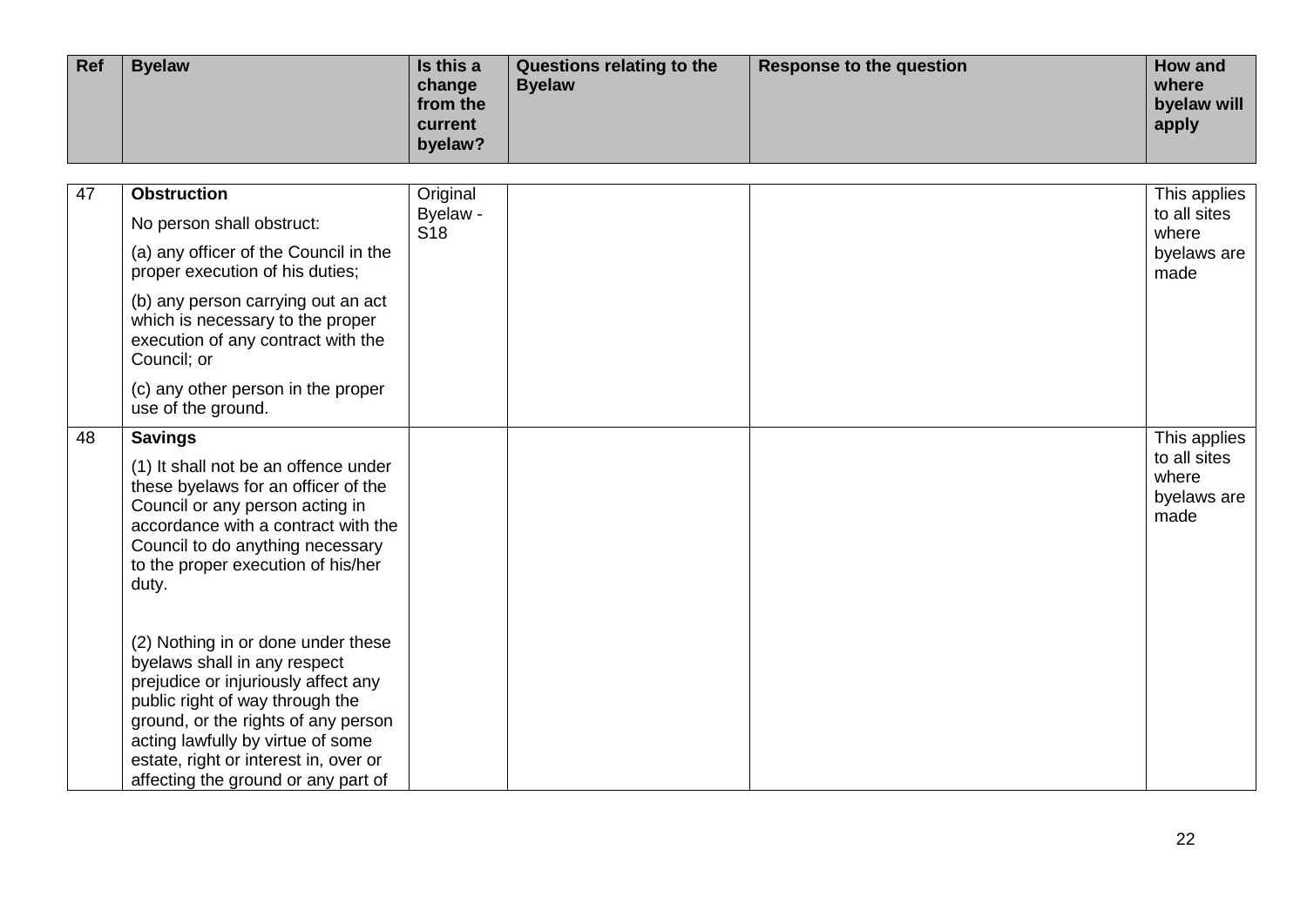| Ref | Byelaw | Is this a change from the current byelaw? | Questions relating to the Byelaw | Response to the question | How and where byelaw will apply |
|---|---|---|---|---|---|
| 47 | **Obstruction**<br><br>No person shall obstruct:<br><br>(a) any officer of the Council in the proper execution of his duties;<br><br>(b) any person carrying out an act which is necessary to the proper execution of any contract with the Council; or<br><br>(c) any other person in the proper use of the ground. | Original Byelaw - S18 | | | This applies to all sites where byelaws are made |
| 48 | **Savings**<br><br>(1) It shall not be an offence under these byelaws for an officer of the Council or any person acting in accordance with a contract with the Council to do anything necessary to the proper execution of his/her duty.<br><br>(2) Nothing in or done under these byelaws shall in any respect prejudice or injuriously affect any public right of way through the ground, or the rights of any person acting lawfully by virtue of some estate, right or interest in, over or affecting the ground or any part of | | | | This applies to all sites where byelaws are made |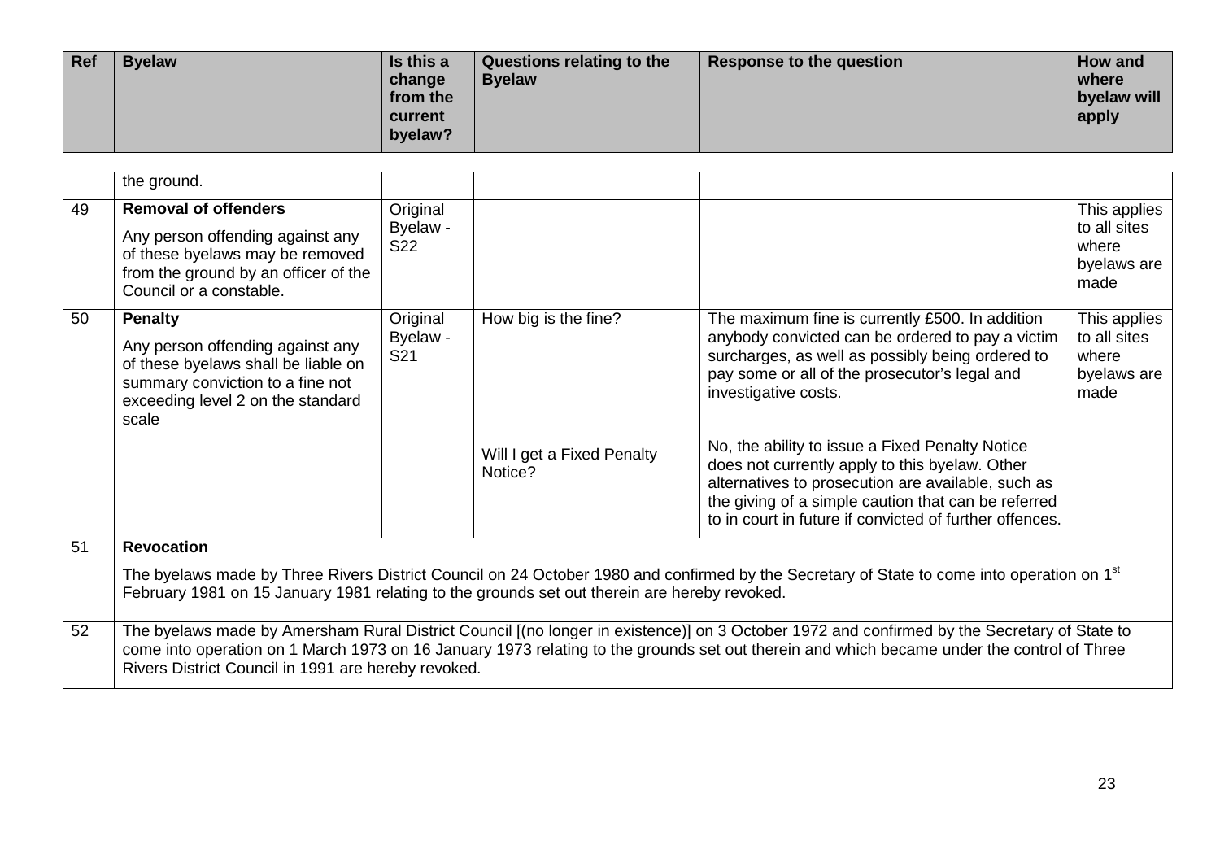| Ref | Byelaw | Is this a change from the current byelaw? | Questions relating to the Byelaw | Response to the question | How and where byelaw will apply |
|---|---|---|---|---|---|
| | the ground. | | | | |
| 49 | **Removal of offenders**<br><br>Any person offending against any of these byelaws may be removed from the ground by an officer of the Council or a constable. | Original Byelaw - S22 | | | This applies to all sites where byelaws are made |
| 50 | **Penalty**<br><br>Any person offending against any of these byelaws shall be liable on summary conviction to a fine not exceeding level 2 on the standard scale | Original Byelaw - S21 | How big is the fine?<br><br>Will I get a Fixed Penalty Notice? | The maximum fine is currently £500. In addition anybody convicted can be ordered to pay a victim surcharges, as well as possibly being ordered to pay some or all of the prosecutor's legal and investigative costs.<br><br>No, the ability to issue a Fixed Penalty Notice does not currently apply to this byelaw. Other alternatives to prosecution are available, such as the giving of a simple caution that can be referred to in court in future if convicted of further offences. | This applies to all sites where byelaws are made |
| 51 | **Revocation**<br><br>The byelaws made by Three Rivers District Council on 24 October 1980 and confirmed by the Secretary of State to come into operation on 1st February 1981 on 15 January 1981 relating to the grounds set out therein are hereby revoked. | | | | |
| 52 | The byelaws made by Amersham Rural District Council [(no longer in existence)] on 3 October 1972 and confirmed by the Secretary of State to come into operation on 1 March 1973 on 16 January 1973 relating to the grounds set out therein and which became under the control of Three Rivers District Council in 1991 are hereby revoked. | | | | |